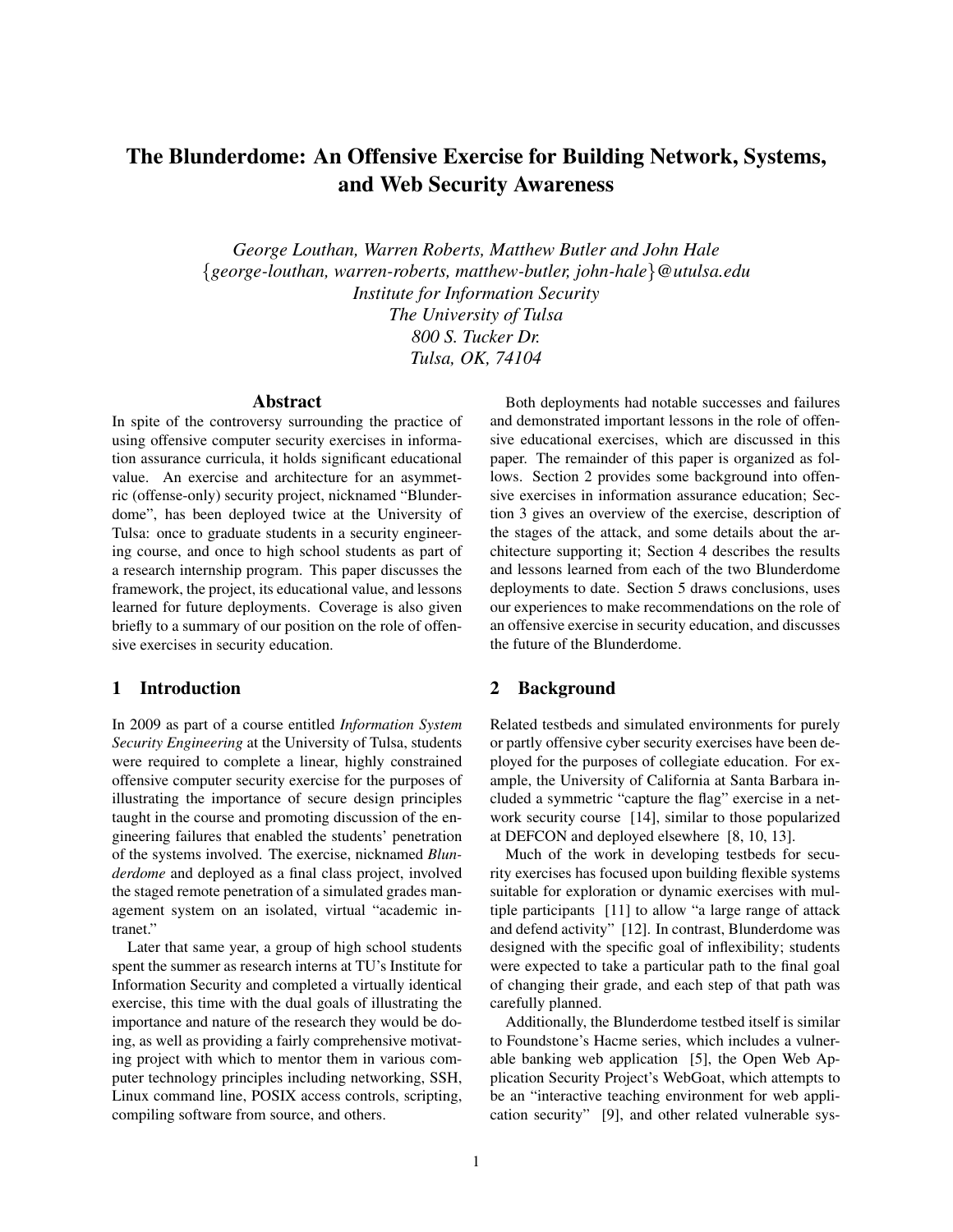# The Blunderdome: An Offensive Exercise for Building Network, Systems, and Web Security Awareness

*George Louthan, Warren Roberts, Matthew Butler and John Hale*
*{george-louthan, warren-roberts, matthew-butler, john-hale}@utulsa.edu*
*Institute for Information Security*
*The University of Tulsa*
*800 S. Tucker Dr.*
*Tulsa, OK, 74104*

## Abstract

In spite of the controversy surrounding the practice of using offensive computer security exercises in information assurance curricula, it holds significant educational value. An exercise and architecture for an asymmetric (offense-only) security project, nicknamed "Blunderdome", has been deployed twice at the University of Tulsa: once to graduate students in a security engineering course, and once to high school students as part of a research internship program. This paper discusses the framework, the project, its educational value, and lessons learned for future deployments. Coverage is also given briefly to a summary of our position on the role of offensive exercises in security education.

## 1 Introduction

In 2009 as part of a course entitled *Information System Security Engineering* at the University of Tulsa, students were required to complete a linear, highly constrained offensive computer security exercise for the purposes of illustrating the importance of secure design principles taught in the course and promoting discussion of the engineering failures that enabled the students' penetration of the systems involved. The exercise, nicknamed *Blunderdome* and deployed as a final class project, involved the staged remote penetration of a simulated grades management system on an isolated, virtual "academic intranet."

Later that same year, a group of high school students spent the summer as research interns at TU's Institute for Information Security and completed a virtually identical exercise, this time with the dual goals of illustrating the importance and nature of the research they would be doing, as well as providing a fairly comprehensive motivating project with which to mentor them in various computer technology principles including networking, SSH, Linux command line, POSIX access controls, scripting, compiling software from source, and others.

Both deployments had notable successes and failures and demonstrated important lessons in the role of offensive educational exercises, which are discussed in this paper. The remainder of this paper is organized as follows. Section 2 provides some background into offensive exercises in information assurance education; Section 3 gives an overview of the exercise, description of the stages of the attack, and some details about the architecture supporting it; Section 4 describes the results and lessons learned from each of the two Blunderdome deployments to date. Section 5 draws conclusions, uses our experiences to make recommendations on the role of an offensive exercise in security education, and discusses the future of the Blunderdome.

## 2 Background

Related testbeds and simulated environments for purely or partly offensive cyber security exercises have been deployed for the purposes of collegiate education. For example, the University of California at Santa Barbara included a symmetric "capture the flag" exercise in a network security course [14], similar to those popularized at DEFCON and deployed elsewhere [8, 10, 13].

Much of the work in developing testbeds for security exercises has focused upon building flexible systems suitable for exploration or dynamic exercises with multiple participants [11] to allow "a large range of attack and defend activity" [12]. In contrast, Blunderdome was designed with the specific goal of inflexibility; students were expected to take a particular path to the final goal of changing their grade, and each step of that path was carefully planned.

Additionally, the Blunderdome testbed itself is similar to Foundstone's Hacme series, which includes a vulnerable banking web application [5], the Open Web Application Security Project's WebGoat, which attempts to be an "interactive teaching environment for web application security" [9], and other related vulnerable sys-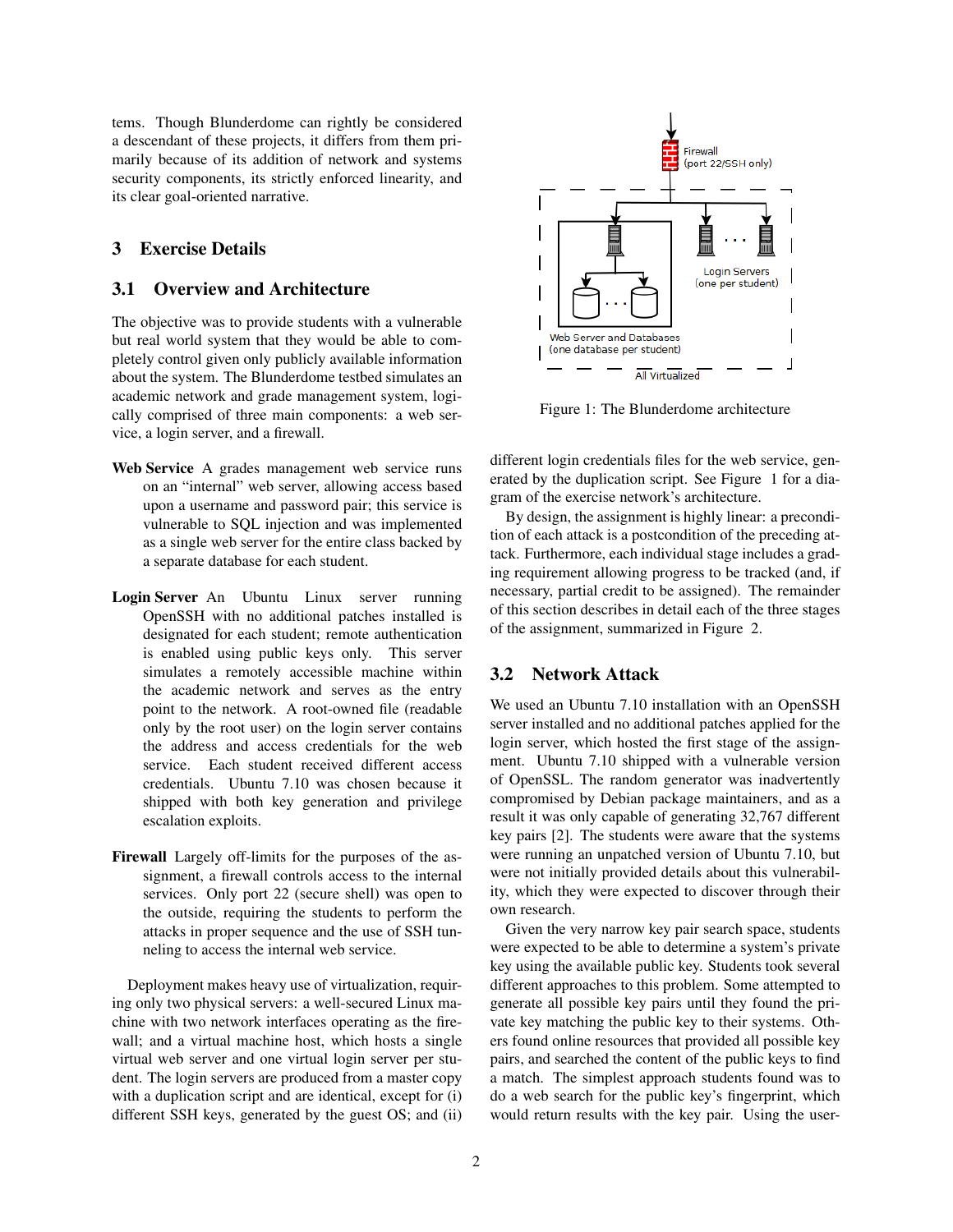tems. Though Blunderdome can rightly be considered a descendant of these projects, it differs from them primarily because of its addition of network and systems security components, its strictly enforced linearity, and its clear goal-oriented narrative.

## 3 Exercise Details

### 3.1 Overview and Architecture

The objective was to provide students with a vulnerable but real world system that they would be able to completely control given only publicly available information about the system. The Blunderdome testbed simulates an academic network and grade management system, logically comprised of three main components: a web service, a login server, and a firewall.

**Web Service** A grades management web service runs on an "internal" web server, allowing access based upon a username and password pair; this service is vulnerable to SQL injection and was implemented as a single web server for the entire class backed by a separate database for each student.

**Login Server** An Ubuntu Linux server running OpenSSH with no additional patches installed is designated for each student; remote authentication is enabled using public keys only. This server simulates a remotely accessible machine within the academic network and serves as the entry point to the network. A root-owned file (readable only by the root user) on the login server contains the address and access credentials for the web service. Each student received different access credentials. Ubuntu 7.10 was chosen because it shipped with both key generation and privilege escalation exploits.

**Firewall** Largely off-limits for the purposes of the assignment, a firewall controls access to the internal services. Only port 22 (secure shell) was open to the outside, requiring the students to perform the attacks in proper sequence and the use of SSH tunneling to access the internal web service.

Deployment makes heavy use of virtualization, requiring only two physical servers: a well-secured Linux machine with two network interfaces operating as the firewall; and a virtual machine host, which hosts a single virtual web server and one virtual login server per student. The login servers are produced from a master copy with a duplication script and are identical, except for (i) different SSH keys, generated by the guest OS; and (ii) different login credentials files for the web service, generated by the duplication script. See Figure 1 for a diagram of the exercise network's architecture.

Firewall (port 22/SSH only)

Web Server and Databases (one database per student)

Login Servers (one per student)

All Virtualized

Figure 1: The Blunderdome architecture

By design, the assignment is highly linear: a precondition of each attack is a postcondition of the preceding attack. Furthermore, each individual stage includes a grading requirement allowing progress to be tracked (and, if necessary, partial credit to be assigned). The remainder of this section describes in detail each of the three stages of the assignment, summarized in Figure 2.

### 3.2 Network Attack

We used an Ubuntu 7.10 installation with an OpenSSH server installed and no additional patches applied for the login server, which hosted the first stage of the assignment. Ubuntu 7.10 shipped with a vulnerable version of OpenSSL. The random generator was inadvertently compromised by Debian package maintainers, and as a result it was only capable of generating 32,767 different key pairs [2]. The students were aware that the systems were running an unpatched version of Ubuntu 7.10, but were not initially provided details about this vulnerability, which they were expected to discover through their own research.

Given the very narrow key pair search space, students were expected to be able to determine a system's private key using the available public key. Students took several different approaches to this problem. Some attempted to generate all possible key pairs until they found the private key matching the public key to their systems. Others found online resources that provided all possible key pairs, and searched the content of the public keys to find a match. The simplest approach students found was to do a web search for the public key's fingerprint, which would return results with the key pair. Using the user-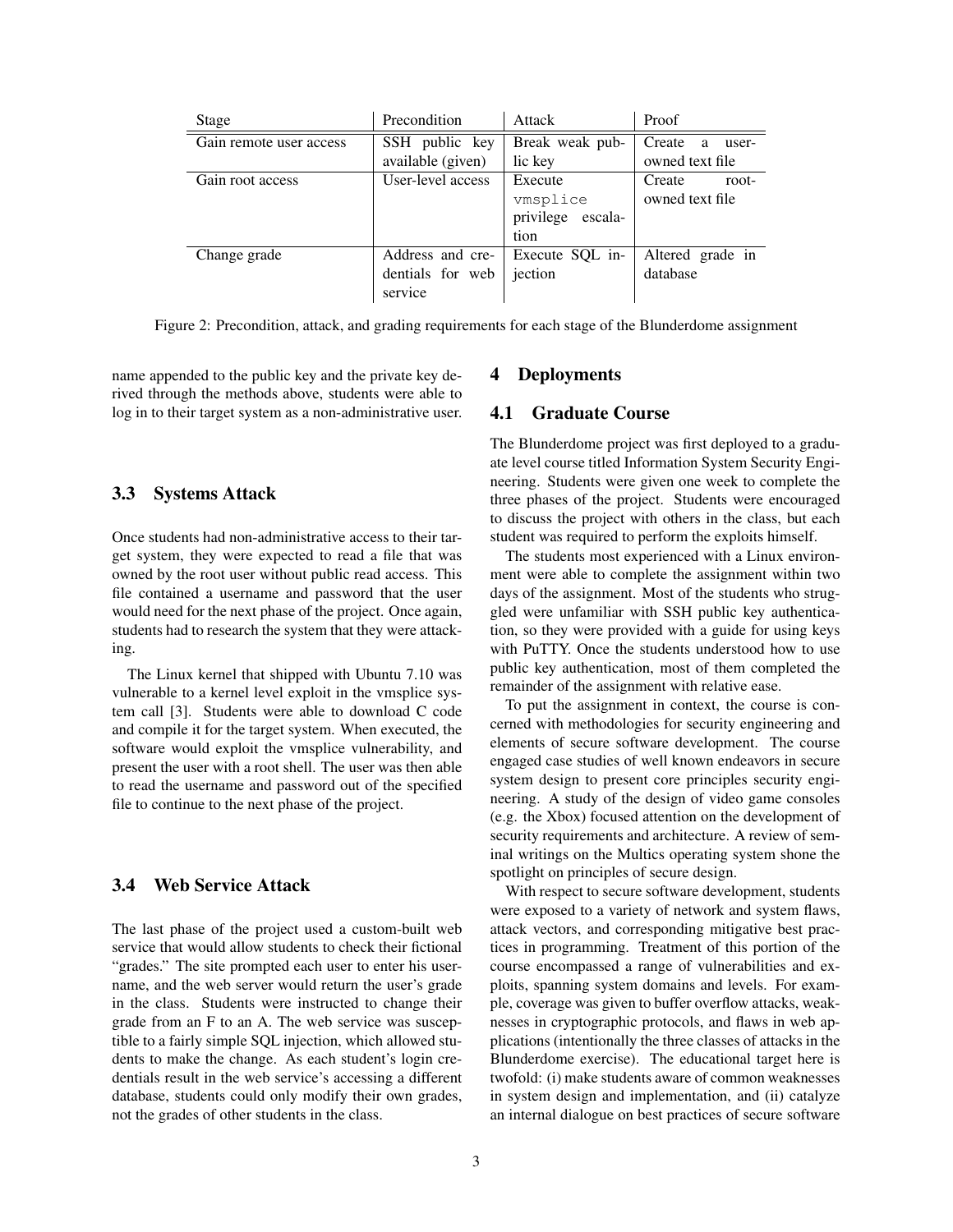| Stage | Precondition | Attack | Proof |
|---|---|---|---|
| Gain remote user access | SSH public key available (given) | Break weak public key | Create a user-owned text file |
| Gain root access | User-level access | Execute `vmsplice` privilege escalation | Create root-owned text file |
| Change grade | Address and credentials for web service | Execute SQL injection | Altered grade in database |

Figure 2: Precondition, attack, and grading requirements for each stage of the Blunderdome assignment

name appended to the public key and the private key derived through the methods above, students were able to log in to their target system as a non-administrative user.

### 3.3 Systems Attack

Once students had non-administrative access to their target system, they were expected to read a file that was owned by the root user without public read access. This file contained a username and password that the user would need for the next phase of the project. Once again, students had to research the system that they were attacking.

The Linux kernel that shipped with Ubuntu 7.10 was vulnerable to a kernel level exploit in the vmsplice system call [3]. Students were able to download C code and compile it for the target system. When executed, the software would exploit the vmsplice vulnerability, and present the user with a root shell. The user was then able to read the username and password out of the specified file to continue to the next phase of the project.

### 3.4 Web Service Attack

The last phase of the project used a custom-built web service that would allow students to check their fictional "grades." The site prompted each user to enter his username, and the web server would return the user's grade in the class. Students were instructed to change their grade from an F to an A. The web service was susceptible to a fairly simple SQL injection, which allowed students to make the change. As each student's login credentials result in the web service's accessing a different database, students could only modify their own grades, not the grades of other students in the class.

## 4 Deployments

### 4.1 Graduate Course

The Blunderdome project was first deployed to a graduate level course titled Information System Security Engineering. Students were given one week to complete the three phases of the project. Students were encouraged to discuss the project with others in the class, but each student was required to perform the exploits himself.

The students most experienced with a Linux environment were able to complete the assignment within two days of the assignment. Most of the students who struggled were unfamiliar with SSH public key authentication, so they were provided with a guide for using keys with PuTTY. Once the students understood how to use public key authentication, most of them completed the remainder of the assignment with relative ease.

To put the assignment in context, the course is concerned with methodologies for security engineering and elements of secure software development. The course engaged case studies of well known endeavors in secure system design to present core principles security engineering. A study of the design of video game consoles (e.g. the Xbox) focused attention on the development of security requirements and architecture. A review of seminal writings on the Multics operating system shone the spotlight on principles of secure design.

With respect to secure software development, students were exposed to a variety of network and system flaws, attack vectors, and corresponding mitigative best practices in programming. Treatment of this portion of the course encompassed a range of vulnerabilities and exploits, spanning system domains and levels. For example, coverage was given to buffer overflow attacks, weaknesses in cryptographic protocols, and flaws in web applications (intentionally the three classes of attacks in the Blunderdome exercise). The educational target here is twofold: (i) make students aware of common weaknesses in system design and implementation, and (ii) catalyze an internal dialogue on best practices of secure software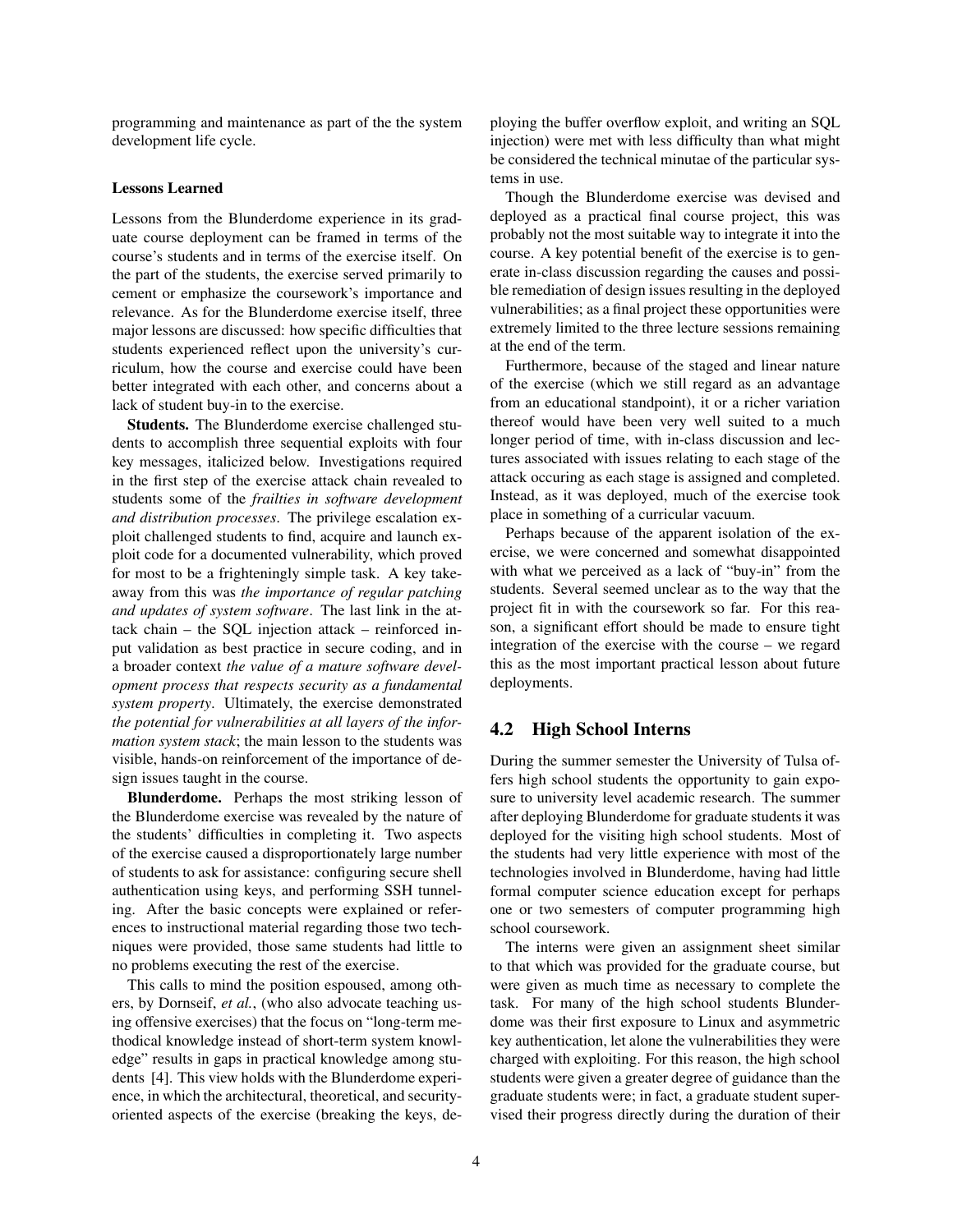programming and maintenance as part of the the system development life cycle.

**Lessons Learned**

Lessons from the Blunderdome experience in its graduate course deployment can be framed in terms of the course's students and in terms of the exercise itself. On the part of the students, the exercise served primarily to cement or emphasize the coursework's importance and relevance. As for the Blunderdome exercise itself, three major lessons are discussed: how specific difficulties that students experienced reflect upon the university's curriculum, how the course and exercise could have been better integrated with each other, and concerns about a lack of student buy-in to the exercise.

**Students.** The Blunderdome exercise challenged students to accomplish three sequential exploits with four key messages, italicized below. Investigations required in the first step of the exercise attack chain revealed to students some of the *frailties in software development and distribution processes*. The privilege escalation exploit challenged students to find, acquire and launch exploit code for a documented vulnerability, which proved for most to be a frighteningly simple task. A key takeaway from this was *the importance of regular patching and updates of system software*. The last link in the attack chain – the SQL injection attack – reinforced input validation as best practice in secure coding, and in a broader context *the value of a mature software development process that respects security as a fundamental system property*. Ultimately, the exercise demonstrated *the potential for vulnerabilities at all layers of the information system stack*; the main lesson to the students was visible, hands-on reinforcement of the importance of design issues taught in the course.

**Blunderdome.** Perhaps the most striking lesson of the Blunderdome exercise was revealed by the nature of the students' difficulties in completing it. Two aspects of the exercise caused a disproportionately large number of students to ask for assistance: configuring secure shell authentication using keys, and performing SSH tunneling. After the basic concepts were explained or references to instructional material regarding those two techniques were provided, those same students had little to no problems executing the rest of the exercise.

This calls to mind the position espoused, among others, by Dornseif, *et al.*, (who also advocate teaching using offensive exercises) that the focus on "long-term methodical knowledge instead of short-term system knowledge" results in gaps in practical knowledge among students [4]. This view holds with the Blunderdome experience, in which the architectural, theoretical, and security-oriented aspects of the exercise (breaking the keys, deploying the buffer overflow exploit, and writing an SQL injection) were met with less difficulty than what might be considered the technical minutae of the particular systems in use.

Though the Blunderdome exercise was devised and deployed as a practical final course project, this was probably not the most suitable way to integrate it into the course. A key potential benefit of the exercise is to generate in-class discussion regarding the causes and possible remediation of design issues resulting in the deployed vulnerabilities; as a final project these opportunities were extremely limited to the three lecture sessions remaining at the end of the term.

Furthermore, because of the staged and linear nature of the exercise (which we still regard as an advantage from an educational standpoint), it or a richer variation thereof would have been very well suited to a much longer period of time, with in-class discussion and lectures associated with issues relating to each stage of the attack occuring as each stage is assigned and completed. Instead, as it was deployed, much of the exercise took place in something of a curricular vacuum.

Perhaps because of the apparent isolation of the exercise, we were concerned and somewhat disappointed with what we perceived as a lack of "buy-in" from the students. Several seemed unclear as to the way that the project fit in with the coursework so far. For this reason, a significant effort should be made to ensure tight integration of the exercise with the course – we regard this as the most important practical lesson about future deployments.

## 4.2 High School Interns

During the summer semester the University of Tulsa offers high school students the opportunity to gain exposure to university level academic research. The summer after deploying Blunderdome for graduate students it was deployed for the visiting high school students. Most of the students had very little experience with most of the technologies involved in Blunderdome, having had little formal computer science education except for perhaps one or two semesters of computer programming high school coursework.

The interns were given an assignment sheet similar to that which was provided for the graduate course, but were given as much time as necessary to complete the task. For many of the high school students Blunderdome was their first exposure to Linux and asymmetric key authentication, let alone the vulnerabilities they were charged with exploiting. For this reason, the high school students were given a greater degree of guidance than the graduate students were; in fact, a graduate student supervised their progress directly during the duration of their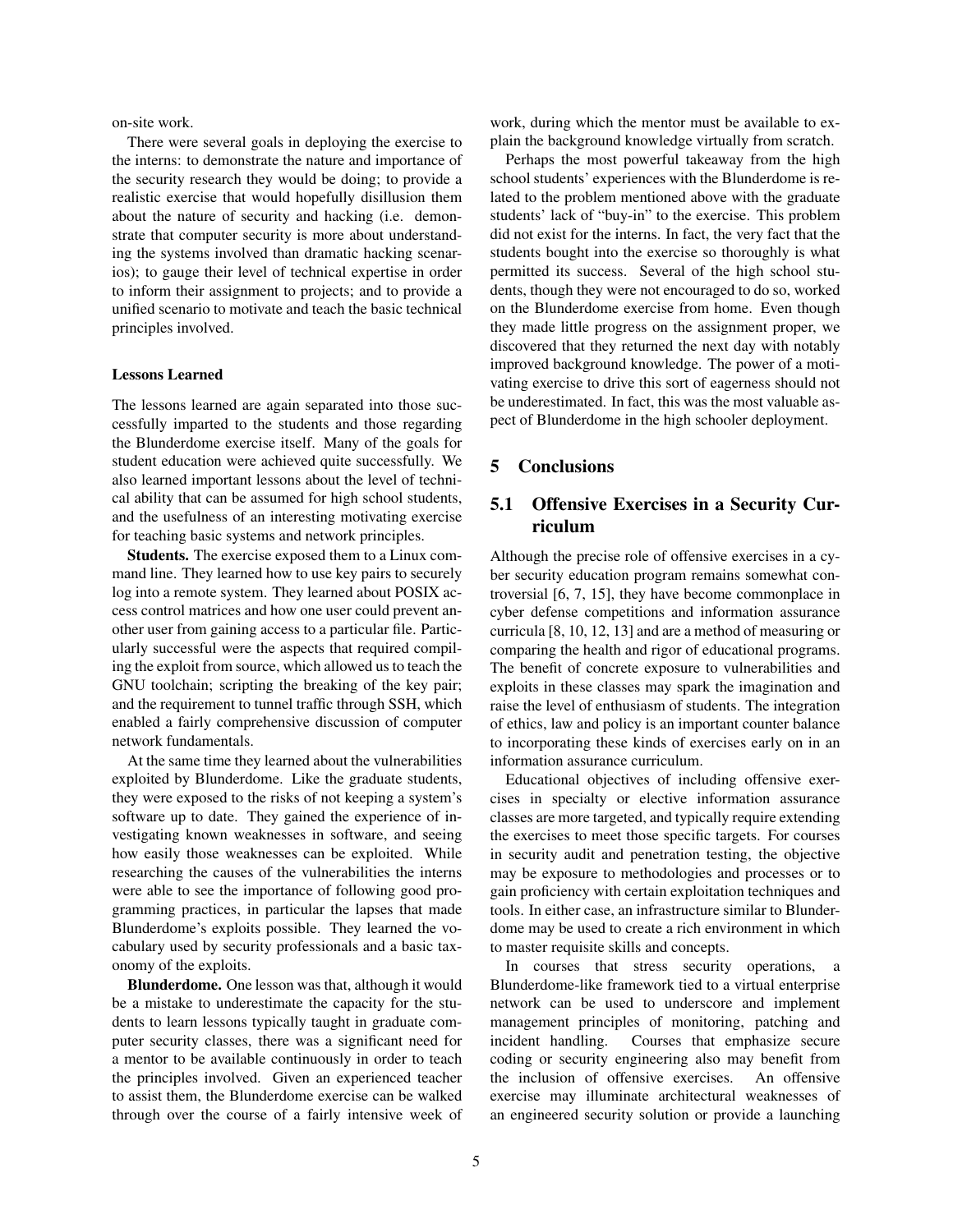on-site work.

There were several goals in deploying the exercise to the interns: to demonstrate the nature and importance of the security research they would be doing; to provide a realistic exercise that would hopefully disillusion them about the nature of security and hacking (i.e. demonstrate that computer security is more about understanding the systems involved than dramatic hacking scenarios); to gauge their level of technical expertise in order to inform their assignment to projects; and to provide a unified scenario to motivate and teach the basic technical principles involved.

#### Lessons Learned

The lessons learned are again separated into those successfully imparted to the students and those regarding the Blunderdome exercise itself. Many of the goals for student education were achieved quite successfully. We also learned important lessons about the level of technical ability that can be assumed for high school students, and the usefulness of an interesting motivating exercise for teaching basic systems and network principles.

**Students.** The exercise exposed them to a Linux command line. They learned how to use key pairs to securely log into a remote system. They learned about POSIX access control matrices and how one user could prevent another user from gaining access to a particular file. Particularly successful were the aspects that required compiling the exploit from source, which allowed us to teach the GNU toolchain; scripting the breaking of the key pair; and the requirement to tunnel traffic through SSH, which enabled a fairly comprehensive discussion of computer network fundamentals.

At the same time they learned about the vulnerabilities exploited by Blunderdome. Like the graduate students, they were exposed to the risks of not keeping a system's software up to date. They gained the experience of investigating known weaknesses in software, and seeing how easily those weaknesses can be exploited. While researching the causes of the vulnerabilities the interns were able to see the importance of following good programming practices, in particular the lapses that made Blunderdome's exploits possible. They learned the vocabulary used by security professionals and a basic taxonomy of the exploits.

**Blunderdome.** One lesson was that, although it would be a mistake to underestimate the capacity for the students to learn lessons typically taught in graduate computer security classes, there was a significant need for a mentor to be available continuously in order to teach the principles involved. Given an experienced teacher to assist them, the Blunderdome exercise can be walked through over the course of a fairly intensive week of work, during which the mentor must be available to explain the background knowledge virtually from scratch.

Perhaps the most powerful takeaway from the high school students' experiences with the Blunderdome is related to the problem mentioned above with the graduate students' lack of "buy-in" to the exercise. This problem did not exist for the interns. In fact, the very fact that the students bought into the exercise so thoroughly is what permitted its success. Several of the high school students, though they were not encouraged to do so, worked on the Blunderdome exercise from home. Even though they made little progress on the assignment proper, we discovered that they returned the next day with notably improved background knowledge. The power of a motivating exercise to drive this sort of eagerness should not be underestimated. In fact, this was the most valuable aspect of Blunderdome in the high schooler deployment.

## 5 Conclusions

### 5.1 Offensive Exercises in a Security Curriculum

Although the precise role of offensive exercises in a cyber security education program remains somewhat controversial [6, 7, 15], they have become commonplace in cyber defense competitions and information assurance curricula [8, 10, 12, 13] and are a method of measuring or comparing the health and rigor of educational programs. The benefit of concrete exposure to vulnerabilities and exploits in these classes may spark the imagination and raise the level of enthusiasm of students. The integration of ethics, law and policy is an important counter balance to incorporating these kinds of exercises early on in an information assurance curriculum.

Educational objectives of including offensive exercises in specialty or elective information assurance classes are more targeted, and typically require extending the exercises to meet those specific targets. For courses in security audit and penetration testing, the objective may be exposure to methodologies and processes or to gain proficiency with certain exploitation techniques and tools. In either case, an infrastructure similar to Blunderdome may be used to create a rich environment in which to master requisite skills and concepts.

In courses that stress security operations, a Blunderdome-like framework tied to a virtual enterprise network can be used to underscore and implement management principles of monitoring, patching and incident handling. Courses that emphasize secure coding or security engineering also may benefit from the inclusion of offensive exercises. An offensive exercise may illuminate architectural weaknesses of an engineered security solution or provide a launching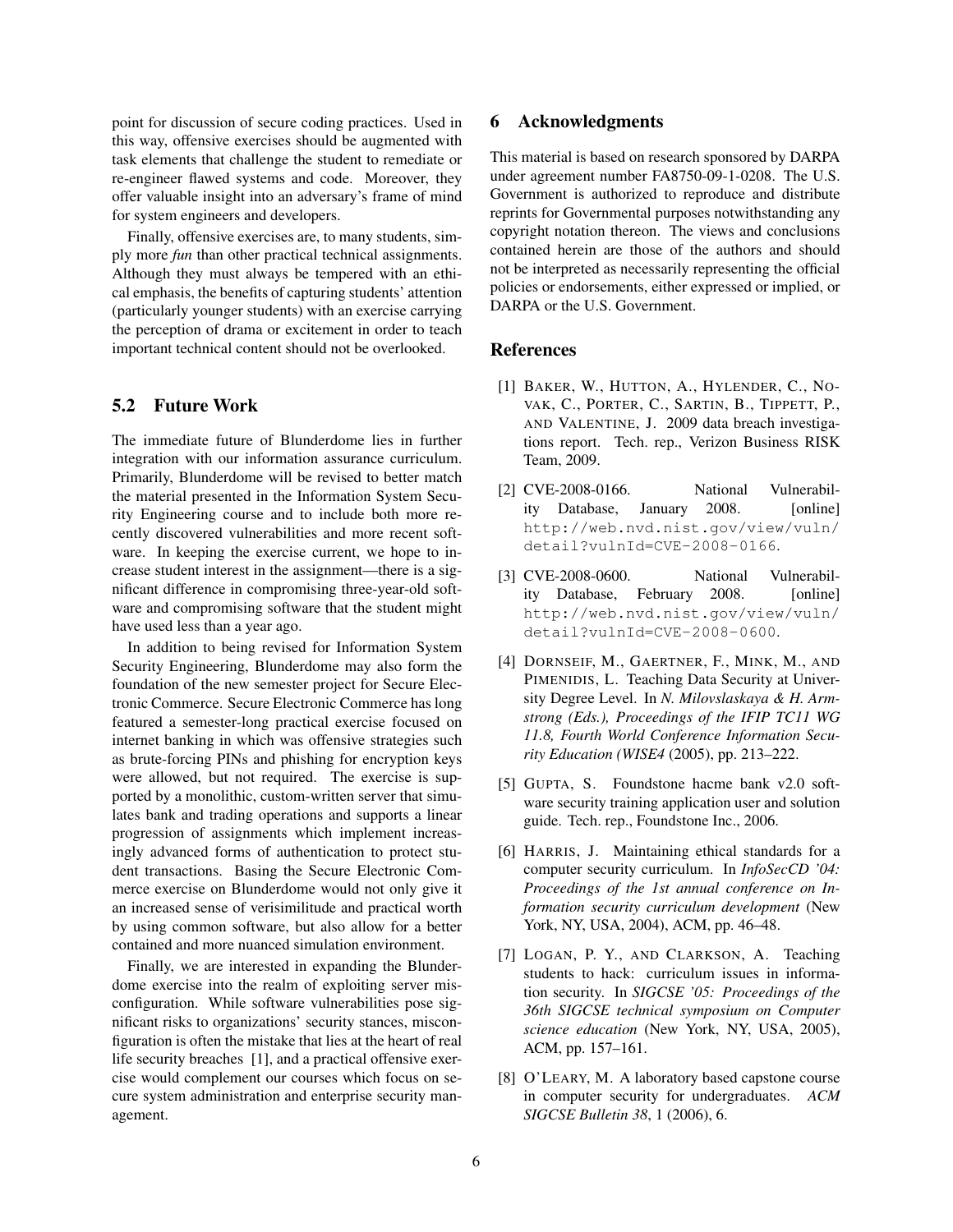point for discussion of secure coding practices. Used in this way, offensive exercises should be augmented with task elements that challenge the student to remediate or re-engineer flawed systems and code. Moreover, they offer valuable insight into an adversary's frame of mind for system engineers and developers.

Finally, offensive exercises are, to many students, simply more *fun* than other practical technical assignments. Although they must always be tempered with an ethical emphasis, the benefits of capturing students' attention (particularly younger students) with an exercise carrying the perception of drama or excitement in order to teach important technical content should not be overlooked.

## 5.2 Future Work

The immediate future of Blunderdome lies in further integration with our information assurance curriculum. Primarily, Blunderdome will be revised to better match the material presented in the Information System Security Engineering course and to include both more recently discovered vulnerabilities and more recent software. In keeping the exercise current, we hope to increase student interest in the assignment—there is a significant difference in compromising three-year-old software and compromising software that the student might have used less than a year ago.

In addition to being revised for Information System Security Engineering, Blunderdome may also form the foundation of the new semester project for Secure Electronic Commerce. Secure Electronic Commerce has long featured a semester-long practical exercise focused on internet banking in which was offensive strategies such as brute-forcing PINs and phishing for encryption keys were allowed, but not required. The exercise is supported by a monolithic, custom-written server that simulates bank and trading operations and supports a linear progression of assignments which implement increasingly advanced forms of authentication to protect student transactions. Basing the Secure Electronic Commerce exercise on Blunderdome would not only give it an increased sense of verisimilitude and practical worth by using common software, but also allow for a better contained and more nuanced simulation environment.

Finally, we are interested in expanding the Blunderdome exercise into the realm of exploiting server misconfiguration. While software vulnerabilities pose significant risks to organizations' security stances, misconfiguration is often the mistake that lies at the heart of real life security breaches [1], and a practical offensive exercise would complement our courses which focus on secure system administration and enterprise security management.

# 6 Acknowledgments

This material is based on research sponsored by DARPA under agreement number FA8750-09-1-0208. The U.S. Government is authorized to reproduce and distribute reprints for Governmental purposes notwithstanding any copyright notation thereon. The views and conclusions contained herein are those of the authors and should not be interpreted as necessarily representing the official policies or endorsements, either expressed or implied, or DARPA or the U.S. Government.

# References

[1] Baker, W., Hutton, A., Hylender, C., Novak, C., Porter, C., Sartin, B., Tippett, P., and Valentine, J. 2009 data breach investigations report. Tech. rep., Verizon Business RISK Team, 2009.

[2] CVE-2008-0166. National Vulnerability Database, January 2008. [online] `http://web.nvd.nist.gov/view/vuln/detail?vulnId=CVE-2008-0166`.

[3] CVE-2008-0600. National Vulnerability Database, February 2008. [online] `http://web.nvd.nist.gov/view/vuln/detail?vulnId=CVE-2008-0600`.

[4] Dornseif, M., Gaertner, F., Mink, M., and Pimenidis, L. Teaching Data Security at University Degree Level. In *N. Milovslaskaya & H. Armstrong (Eds.), Proceedings of the IFIP TC11 WG 11.8, Fourth World Conference Information Security Education (WISE4* (2005), pp. 213–222.

[5] Gupta, S. Foundstone hacme bank v2.0 software security training application user and solution guide. Tech. rep., Foundstone Inc., 2006.

[6] Harris, J. Maintaining ethical standards for a computer security curriculum. In *InfoSecCD '04: Proceedings of the 1st annual conference on Information security curriculum development* (New York, NY, USA, 2004), ACM, pp. 46–48.

[7] Logan, P. Y., and Clarkson, A. Teaching students to hack: curriculum issues in information security. In *SIGCSE '05: Proceedings of the 36th SIGCSE technical symposium on Computer science education* (New York, NY, USA, 2005), ACM, pp. 157–161.

[8] O'Leary, M. A laboratory based capstone course in computer security for undergraduates. *ACM SIGCSE Bulletin 38*, 1 (2006), 6.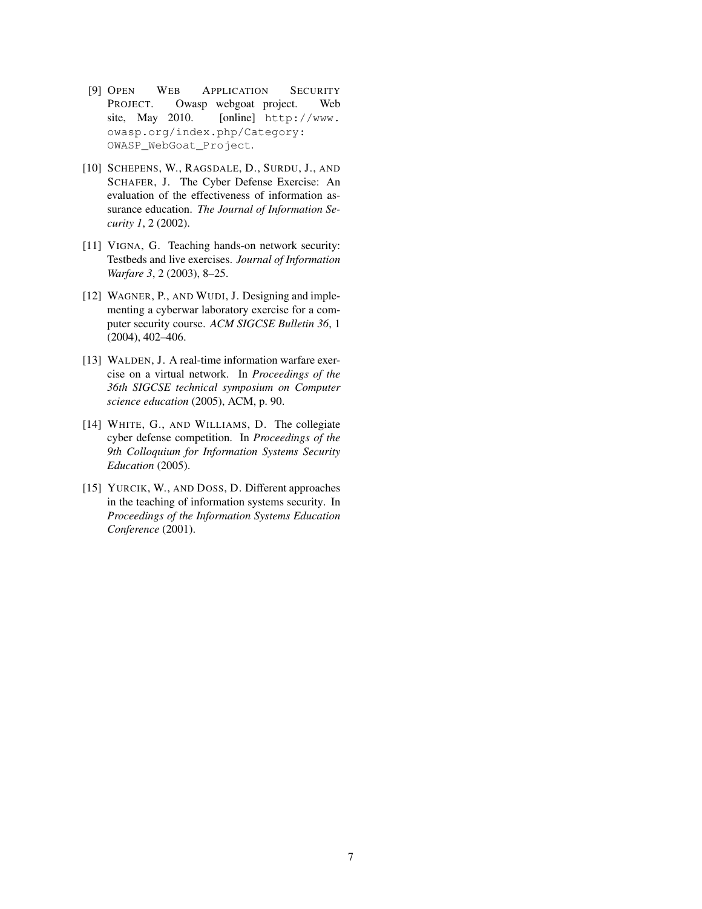[9] OPEN WEB APPLICATION SECURITY PROJECT. Owasp webgoat project. Web site, May 2010. [online] `http://www.owasp.org/index.php/Category:OWASP_WebGoat_Project`.

[10] SCHEPENS, W., RAGSDALE, D., SURDU, J., AND SCHAFER, J. The Cyber Defense Exercise: An evaluation of the effectiveness of information assurance education. *The Journal of Information Security 1*, 2 (2002).

[11] VIGNA, G. Teaching hands-on network security: Testbeds and live exercises. *Journal of Information Warfare 3*, 2 (2003), 8–25.

[12] WAGNER, P., AND WUDI, J. Designing and implementing a cyberwar laboratory exercise for a computer security course. *ACM SIGCSE Bulletin 36*, 1 (2004), 402–406.

[13] WALDEN, J. A real-time information warfare exercise on a virtual network. In *Proceedings of the 36th SIGCSE technical symposium on Computer science education* (2005), ACM, p. 90.

[14] WHITE, G., AND WILLIAMS, D. The collegiate cyber defense competition. In *Proceedings of the 9th Colloquium for Information Systems Security Education* (2005).

[15] YURCIK, W., AND DOSS, D. Different approaches in the teaching of information systems security. In *Proceedings of the Information Systems Education Conference* (2001).